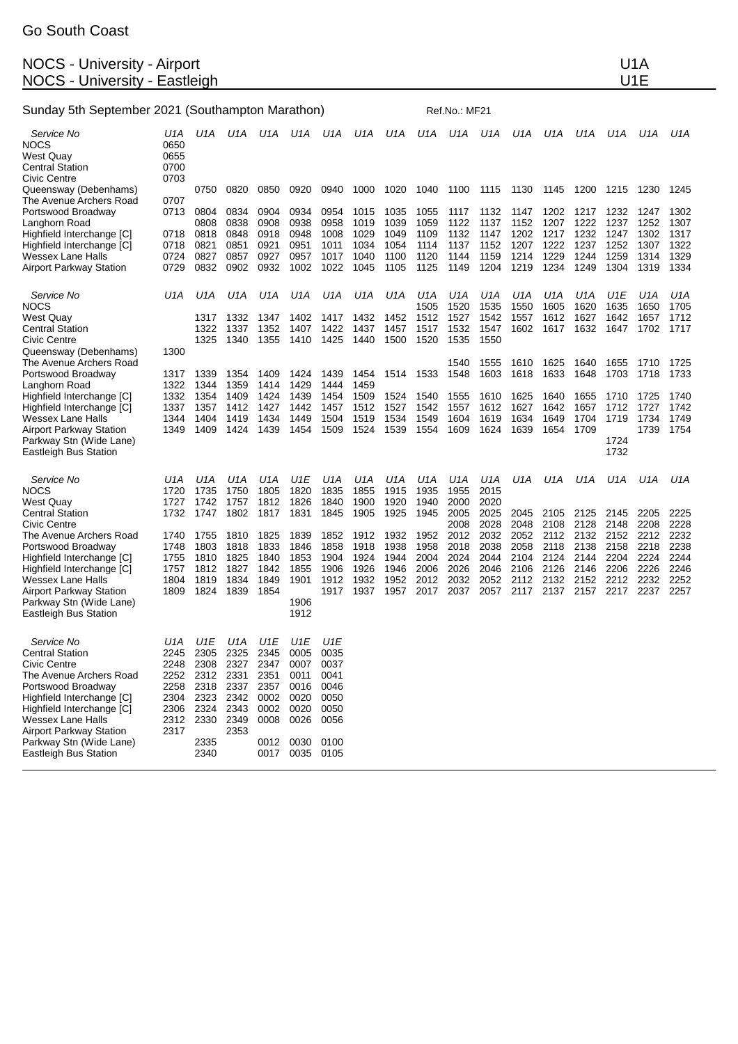Go South Coast

# NOCS - University - Airport U1A
# NOCS - University - Eastleigh U1E

## Sunday 5th September 2021 (Southampton Marathon)

Ref.No.: MF21

| Service No | U1A | U1A | U1A | U1A | U1A | U1A | U1A | U1A | U1A | U1A | U1A | U1A | U1A | U1A | U1A | U1A | U1A |
|---|---|---|---|---|---|---|---|---|---|---|---|---|---|---|---|---|---|
| NOCS | 0650 | | | | | | | | | | | | | | | | |
| West Quay | 0655 | | | | | | | | | | | | | | | | |
| Central Station | 0700 | | | | | | | | | | | | | | | | |
| Civic Centre | 0703 | | | | | | | | | | | | | | | | |
| Queensway (Debenhams) | | 0750 | 0820 | 0850 | 0920 | 0940 | 1000 | 1020 | 1040 | 1100 | 1115 | 1130 | 1145 | 1200 | 1215 | 1230 | 1245 |
| The Avenue Archers Road | 0707 | | | | | | | | | | | | | | | | |
| Portswood Broadway | 0713 | 0804 | 0834 | 0904 | 0934 | 0954 | 1015 | 1035 | 1055 | 1117 | 1132 | 1147 | 1202 | 1217 | 1232 | 1247 | 1302 |
| Langhorn Road | | 0808 | 0838 | 0908 | 0938 | 0958 | 1019 | 1039 | 1059 | 1122 | 1137 | 1152 | 1207 | 1222 | 1237 | 1252 | 1307 |
| Highfield Interchange [C] | 0718 | 0818 | 0848 | 0918 | 0948 | 1008 | 1029 | 1049 | 1109 | 1132 | 1147 | 1202 | 1217 | 1232 | 1247 | 1302 | 1317 |
| Highfield Interchange [C] | 0718 | 0821 | 0851 | 0921 | 0951 | 1011 | 1034 | 1054 | 1114 | 1137 | 1152 | 1207 | 1222 | 1237 | 1252 | 1307 | 1322 |
| Wessex Lane Halls | 0724 | 0827 | 0857 | 0927 | 0957 | 1017 | 1040 | 1100 | 1120 | 1144 | 1159 | 1214 | 1229 | 1244 | 1259 | 1314 | 1329 |
| Airport Parkway Station | 0729 | 0832 | 0902 | 0932 | 1002 | 1022 | 1045 | 1105 | 1125 | 1149 | 1204 | 1219 | 1234 | 1249 | 1304 | 1319 | 1334 |

| Service No | U1A | U1A | U1A | U1A | U1A | U1A | U1A | U1A | U1A | U1A | U1A | U1A | U1A | U1A | U1E | U1A | U1A |
|---|---|---|---|---|---|---|---|---|---|---|---|---|---|---|---|---|---|
| NOCS | | | | | | | | | 1505 | 1520 | 1535 | 1550 | 1605 | 1620 | 1635 | 1650 | 1705 |
| West Quay | | 1317 | 1332 | 1347 | 1402 | 1417 | 1432 | 1452 | 1512 | 1527 | 1542 | 1557 | 1612 | 1627 | 1642 | 1657 | 1712 |
| Central Station | | 1322 | 1337 | 1352 | 1407 | 1422 | 1437 | 1457 | 1517 | 1532 | 1547 | 1602 | 1617 | 1632 | 1647 | 1702 | 1717 |
| Civic Centre | | 1325 | 1340 | 1355 | 1410 | 1425 | 1440 | 1500 | 1520 | 1535 | 1550 | | | | | | |
| Queensway (Debenhams) | 1300 | | | | | | | | | | | | | | | | |
| The Avenue Archers Road | | | | | | | | | | 1540 | 1555 | 1610 | 1625 | 1640 | 1655 | 1710 | 1725 |
| Portswood Broadway | 1317 | 1339 | 1354 | 1409 | 1424 | 1439 | 1454 | 1514 | 1533 | 1548 | 1603 | 1618 | 1633 | 1648 | 1703 | 1718 | 1733 |
| Langhorn Road | 1322 | 1344 | 1359 | 1414 | 1429 | 1444 | 1459 | | | | | | | | | | |
| Highfield Interchange [C] | 1332 | 1354 | 1409 | 1424 | 1439 | 1454 | 1509 | 1524 | 1540 | 1555 | 1610 | 1625 | 1640 | 1655 | 1710 | 1725 | 1740 |
| Highfield Interchange [C] | 1337 | 1357 | 1412 | 1427 | 1442 | 1457 | 1512 | 1527 | 1542 | 1557 | 1612 | 1627 | 1642 | 1657 | 1712 | 1727 | 1742 |
| Wessex Lane Halls | 1344 | 1404 | 1419 | 1434 | 1449 | 1504 | 1519 | 1534 | 1549 | 1604 | 1619 | 1634 | 1649 | 1704 | 1719 | 1734 | 1749 |
| Airport Parkway Station | 1349 | 1409 | 1424 | 1439 | 1454 | 1509 | 1524 | 1539 | 1554 | 1609 | 1624 | 1639 | 1654 | 1709 | | 1739 | 1754 |
| Parkway Stn (Wide Lane) | | | | | | | | | | | | | | | 1724 | | |
| Eastleigh Bus Station | | | | | | | | | | | | | | | 1732 | | |

| Service No | U1A | U1A | U1A | U1A | U1E | U1A | U1A | U1A | U1A | U1A | U1A | U1A | U1A | U1A | U1A | U1A | U1A |
|---|---|---|---|---|---|---|---|---|---|---|---|---|---|---|---|---|---|
| NOCS | 1720 | 1735 | 1750 | 1805 | 1820 | 1835 | 1855 | 1915 | 1935 | 1955 | 2015 | | | | | | |
| West Quay | 1727 | 1742 | 1757 | 1812 | 1826 | 1840 | 1900 | 1920 | 1940 | 2000 | 2020 | | | | | | |
| Central Station | 1732 | 1747 | 1802 | 1817 | 1831 | 1845 | 1905 | 1925 | 1945 | 2005 | 2025 | 2045 | 2105 | 2125 | 2145 | 2205 | 2225 |
| Civic Centre | | | | | | | | | | 2008 | 2028 | 2048 | 2108 | 2128 | 2148 | 2208 | 2228 |
| The Avenue Archers Road | 1740 | 1755 | 1810 | 1825 | 1839 | 1852 | 1912 | 1932 | 1952 | 2012 | 2032 | 2052 | 2112 | 2132 | 2152 | 2212 | 2232 |
| Portswood Broadway | 1748 | 1803 | 1818 | 1833 | 1846 | 1858 | 1918 | 1938 | 1958 | 2018 | 2038 | 2058 | 2118 | 2138 | 2158 | 2218 | 2238 |
| Highfield Interchange [C] | 1755 | 1810 | 1825 | 1840 | 1853 | 1904 | 1924 | 1944 | 2004 | 2024 | 2044 | 2104 | 2124 | 2144 | 2204 | 2224 | 2244 |
| Highfield Interchange [C] | 1757 | 1812 | 1827 | 1842 | 1855 | 1906 | 1926 | 1946 | 2006 | 2026 | 2046 | 2106 | 2126 | 2146 | 2206 | 2226 | 2246 |
| Wessex Lane Halls | 1804 | 1819 | 1834 | 1849 | 1901 | 1912 | 1932 | 1952 | 2012 | 2032 | 2052 | 2112 | 2132 | 2152 | 2212 | 2232 | 2252 |
| Airport Parkway Station | 1809 | 1824 | 1839 | 1854 | | 1917 | 1937 | 1957 | 2017 | 2037 | 2057 | 2117 | 2137 | 2157 | 2217 | 2237 | 2257 |
| Parkway Stn (Wide Lane) | | | | | 1906 | | | | | | | | | | | | |
| Eastleigh Bus Station | | | | | 1912 | | | | | | | | | | | | |

| Service No | U1A | U1E | U1A | U1E | U1E | U1E |
|---|---|---|---|---|---|---|
| Central Station | 2245 | 2305 | 2325 | 2345 | 0005 | 0035 |
| Civic Centre | 2248 | 2308 | 2327 | 2347 | 0007 | 0037 |
| The Avenue Archers Road | 2252 | 2312 | 2331 | 2351 | 0011 | 0041 |
| Portswood Broadway | 2258 | 2318 | 2337 | 2357 | 0016 | 0046 |
| Highfield Interchange [C] | 2304 | 2323 | 2342 | 0002 | 0020 | 0050 |
| Highfield Interchange [C] | 2306 | 2324 | 2343 | 0002 | 0020 | 0050 |
| Wessex Lane Halls | 2312 | 2330 | 2349 | 0008 | 0026 | 0056 |
| Airport Parkway Station | 2317 | | 2353 | | | |
| Parkway Stn (Wide Lane) | | 2335 | | 0012 | 0030 | 0100 |
| Eastleigh Bus Station | | 2340 | | 0017 | 0035 | 0105 |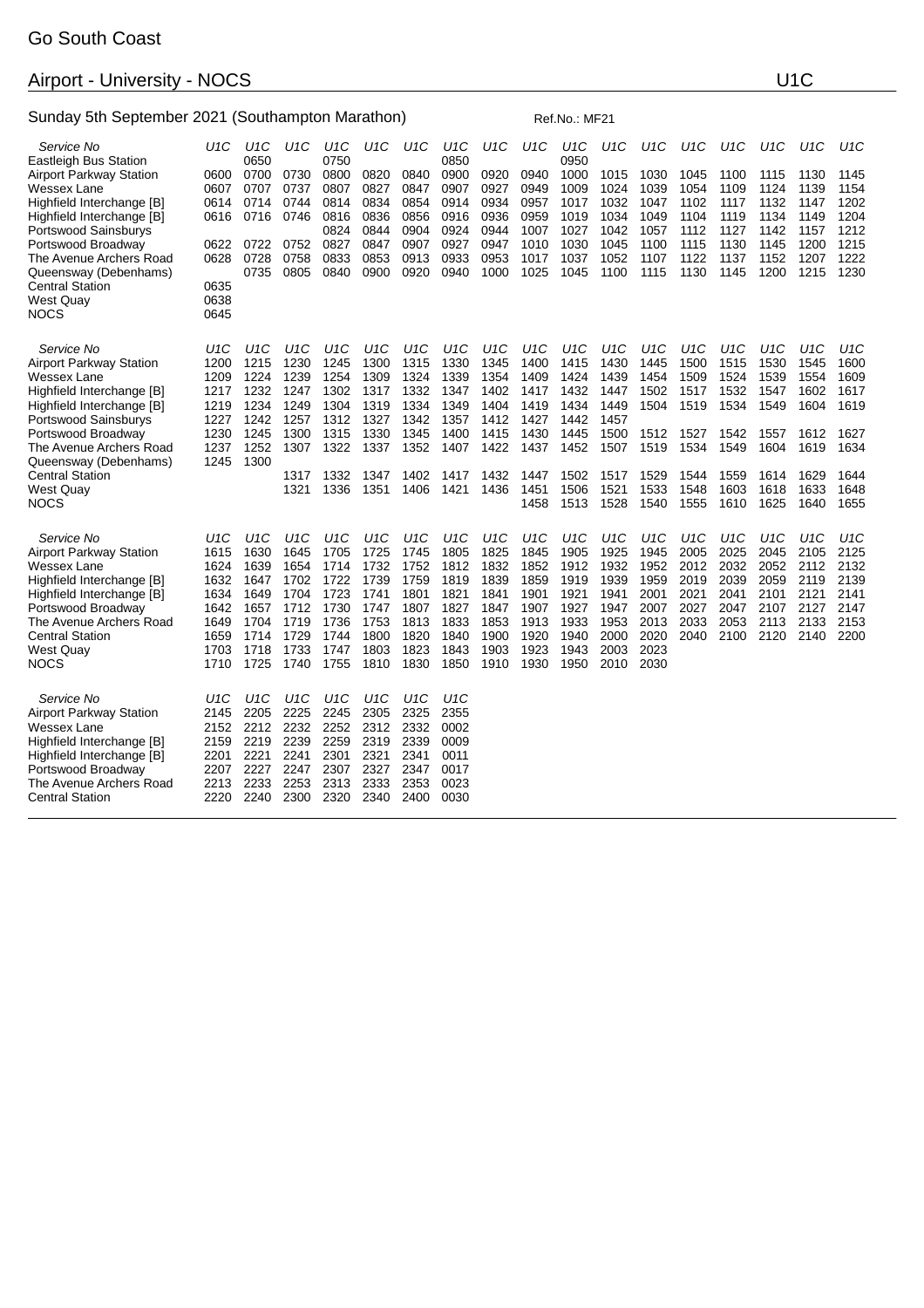# Go South Coast

## Airport - University - NOCS U1C

### Sunday 5th September 2021 (Southampton Marathon)

Ref.No.: MF21

| Service No | U1C | U1C | U1C | U1C | U1C | U1C | U1C | U1C | U1C | U1C | U1C | U1C | U1C | U1C | U1C | U1C | U1C |
|---|---|---|---|---|---|---|---|---|---|---|---|---|---|---|---|---|---|
| Eastleigh Bus Station | | 0650 | | 0750 | | | 0850 | | | 0950 | | | | | | | |
| Airport Parkway Station | 0600 | 0700 | 0730 | 0800 | 0820 | 0840 | 0900 | 0920 | 0940 | 1000 | 1015 | 1030 | 1045 | 1100 | 1115 | 1130 | 1145 |
| Wessex Lane | 0607 | 0707 | 0737 | 0807 | 0827 | 0847 | 0907 | 0927 | 0949 | 1009 | 1024 | 1039 | 1054 | 1109 | 1124 | 1139 | 1154 |
| Highfield Interchange [B] | 0614 | 0714 | 0744 | 0814 | 0834 | 0854 | 0914 | 0934 | 0957 | 1017 | 1032 | 1047 | 1102 | 1117 | 1132 | 1147 | 1202 |
| Highfield Interchange [B] | 0616 | 0716 | 0746 | 0816 | 0836 | 0856 | 0916 | 0936 | 0959 | 1019 | 1034 | 1049 | 1104 | 1119 | 1134 | 1149 | 1204 |
| Portswood Sainsburys | | | | 0824 | 0844 | 0904 | 0924 | 0944 | 1007 | 1027 | 1042 | 1057 | 1112 | 1127 | 1142 | 1157 | 1212 |
| Portswood Broadway | 0622 | 0722 | 0752 | 0827 | 0847 | 0907 | 0927 | 0947 | 1010 | 1030 | 1045 | 1100 | 1115 | 1130 | 1145 | 1200 | 1215 |
| The Avenue Archers Road | 0628 | 0728 | 0758 | 0833 | 0853 | 0913 | 0933 | 0953 | 1017 | 1037 | 1052 | 1107 | 1122 | 1137 | 1152 | 1207 | 1222 |
| Queensway (Debenhams) | | 0735 | 0805 | 0840 | 0900 | 0920 | 0940 | 1000 | 1025 | 1045 | 1100 | 1115 | 1130 | 1145 | 1200 | 1215 | 1230 |
| Central Station | 0635 | | | | | | | | | | | | | | | | |
| West Quay | 0638 | | | | | | | | | | | | | | | | |
| NOCS | 0645 | | | | | | | | | | | | | | | | |

| Service No | U1C | U1C | U1C | U1C | U1C | U1C | U1C | U1C | U1C | U1C | U1C | U1C | U1C | U1C | U1C | U1C | U1C |
|---|---|---|---|---|---|---|---|---|---|---|---|---|---|---|---|---|---|
| Airport Parkway Station | 1200 | 1215 | 1230 | 1245 | 1300 | 1315 | 1330 | 1345 | 1400 | 1415 | 1430 | 1445 | 1500 | 1515 | 1530 | 1545 | 1600 |
| Wessex Lane | 1209 | 1224 | 1239 | 1254 | 1309 | 1324 | 1339 | 1354 | 1409 | 1424 | 1439 | 1454 | 1509 | 1524 | 1539 | 1554 | 1609 |
| Highfield Interchange [B] | 1217 | 1232 | 1247 | 1302 | 1317 | 1332 | 1347 | 1402 | 1417 | 1432 | 1447 | 1502 | 1517 | 1532 | 1547 | 1602 | 1617 |
| Highfield Interchange [B] | 1219 | 1234 | 1249 | 1304 | 1319 | 1334 | 1349 | 1404 | 1419 | 1434 | 1449 | 1504 | 1519 | 1534 | 1549 | 1604 | 1619 |
| Portswood Sainsburys | 1227 | 1242 | 1257 | 1312 | 1327 | 1342 | 1357 | 1412 | 1427 | 1442 | 1457 | | | | | | |
| Portswood Broadway | 1230 | 1245 | 1300 | 1315 | 1330 | 1345 | 1400 | 1415 | 1430 | 1445 | 1500 | 1512 | 1527 | 1542 | 1557 | 1612 | 1627 |
| The Avenue Archers Road | 1237 | 1252 | 1307 | 1322 | 1337 | 1352 | 1407 | 1422 | 1437 | 1452 | 1507 | 1519 | 1534 | 1549 | 1604 | 1619 | 1634 |
| Queensway (Debenhams) | 1245 | 1300 | | | | | | | | | | | | | | | |
| Central Station | | | 1317 | 1332 | 1347 | 1402 | 1417 | 1432 | 1447 | 1502 | 1517 | 1529 | 1544 | 1559 | 1614 | 1629 | 1644 |
| West Quay | | | 1321 | 1336 | 1351 | 1406 | 1421 | 1436 | 1451 | 1506 | 1521 | 1533 | 1548 | 1603 | 1618 | 1633 | 1648 |
| NOCS | | | | | | | | | 1458 | 1513 | 1528 | 1540 | 1555 | 1610 | 1625 | 1640 | 1655 |

| Service No | U1C | U1C | U1C | U1C | U1C | U1C | U1C | U1C | U1C | U1C | U1C | U1C | U1C | U1C | U1C | U1C | U1C |
|---|---|---|---|---|---|---|---|---|---|---|---|---|---|---|---|---|---|
| Airport Parkway Station | 1615 | 1630 | 1645 | 1705 | 1725 | 1745 | 1805 | 1825 | 1845 | 1905 | 1925 | 1945 | 2005 | 2025 | 2045 | 2105 | 2125 |
| Wessex Lane | 1624 | 1639 | 1654 | 1714 | 1732 | 1752 | 1812 | 1832 | 1852 | 1912 | 1932 | 1952 | 2012 | 2032 | 2052 | 2112 | 2132 |
| Highfield Interchange [B] | 1632 | 1647 | 1702 | 1722 | 1739 | 1759 | 1819 | 1839 | 1859 | 1919 | 1939 | 1959 | 2019 | 2039 | 2059 | 2119 | 2139 |
| Highfield Interchange [B] | 1634 | 1649 | 1704 | 1723 | 1741 | 1801 | 1821 | 1841 | 1901 | 1921 | 1941 | 2001 | 2021 | 2041 | 2101 | 2121 | 2141 |
| Portswood Broadway | 1642 | 1657 | 1712 | 1730 | 1747 | 1807 | 1827 | 1847 | 1907 | 1927 | 1947 | 2007 | 2027 | 2047 | 2107 | 2127 | 2147 |
| The Avenue Archers Road | 1649 | 1704 | 1719 | 1736 | 1753 | 1813 | 1833 | 1853 | 1913 | 1933 | 1953 | 2013 | 2033 | 2053 | 2113 | 2133 | 2153 |
| Central Station | 1659 | 1714 | 1729 | 1744 | 1800 | 1820 | 1840 | 1900 | 1920 | 1940 | 2000 | 2020 | 2040 | 2100 | 2120 | 2140 | 2200 |
| West Quay | 1703 | 1718 | 1733 | 1747 | 1803 | 1823 | 1843 | 1903 | 1923 | 1943 | 2003 | 2023 | | | | | |
| NOCS | 1710 | 1725 | 1740 | 1755 | 1810 | 1830 | 1850 | 1910 | 1930 | 1950 | 2010 | 2030 | | | | | |

| Service No | U1C | U1C | U1C | U1C | U1C | U1C | U1C |
|---|---|---|---|---|---|---|---|
| Airport Parkway Station | 2145 | 2205 | 2225 | 2245 | 2305 | 2325 | 2355 |
| Wessex Lane | 2152 | 2212 | 2232 | 2252 | 2312 | 2332 | 0002 |
| Highfield Interchange [B] | 2159 | 2219 | 2239 | 2259 | 2319 | 2339 | 0009 |
| Highfield Interchange [B] | 2201 | 2221 | 2241 | 2301 | 2321 | 2341 | 0011 |
| Portswood Broadway | 2207 | 2227 | 2247 | 2307 | 2327 | 2347 | 0017 |
| The Avenue Archers Road | 2213 | 2233 | 2253 | 2313 | 2333 | 2353 | 0023 |
| Central Station | 2220 | 2240 | 2300 | 2320 | 2340 | 2400 | 0030 |